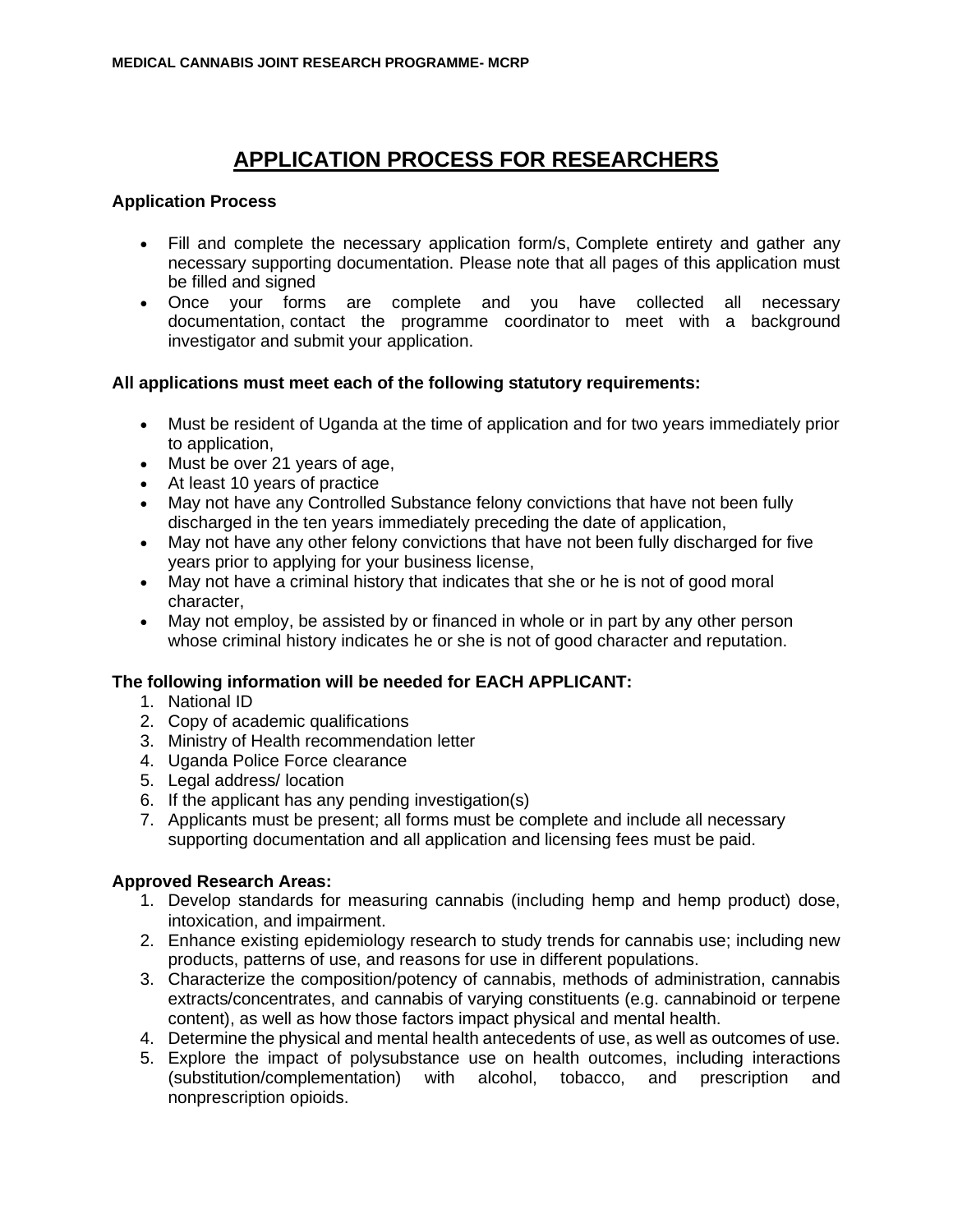# APPLICATION PROCESS FOR RESEARCHERS

**Application Process**

- Fill and complete the necessary application form/s, Complete entirety and gather any necessary supporting documentation. Please note that all pages of this application must be filled and signed
- Once your forms are complete and you have collected all necessary documentation, contact the programme coordinator to meet with a background investigator and submit your application.

**All applications must meet each of the following statutory requirements:**

- Must be resident of Uganda at the time of application and for two years immediately prior to application,
- Must be over 21 years of age,
- At least 10 years of practice
- May not have any Controlled Substance felony convictions that have not been fully discharged in the ten years immediately preceding the date of application,
- May not have any other felony convictions that have not been fully discharged for five years prior to applying for your business license,
- May not have a criminal history that indicates that she or he is not of good moral character,
- May not employ, be assisted by or financed in whole or in part by any other person whose criminal history indicates he or she is not of good character and reputation.

**The following information will be needed for EACH APPLICANT:**

1. National ID
2. Copy of academic qualifications
3. Ministry of Health recommendation letter
4. Uganda Police Force clearance
5. Legal address/ location
6. If the applicant has any pending investigation(s)
7. Applicants must be present; all forms must be complete and include all necessary supporting documentation and all application and licensing fees must be paid.

**Approved Research Areas:**

1. Develop standards for measuring cannabis (including hemp and hemp product) dose, intoxication, and impairment.
2. Enhance existing epidemiology research to study trends for cannabis use; including new products, patterns of use, and reasons for use in different populations.
3. Characterize the composition/potency of cannabis, methods of administration, cannabis extracts/concentrates, and cannabis of varying constituents (e.g. cannabinoid or terpene content), as well as how those factors impact physical and mental health.
4. Determine the physical and mental health antecedents of use, as well as outcomes of use.
5. Explore the impact of polysubstance use on health outcomes, including interactions (substitution/complementation) with alcohol, tobacco, and prescription and nonprescription opioids.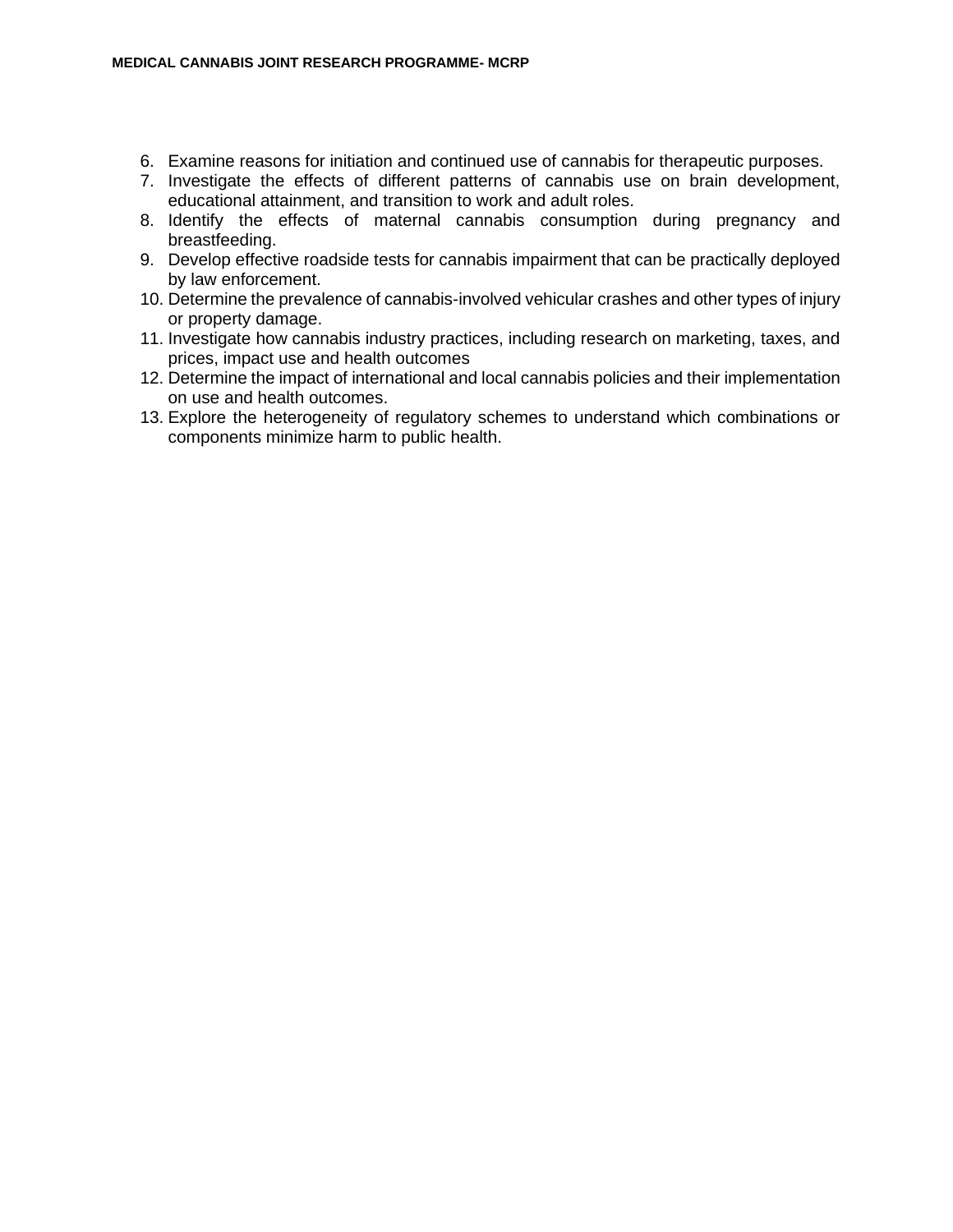6. Examine reasons for initiation and continued use of cannabis for therapeutic purposes.
7. Investigate the effects of different patterns of cannabis use on brain development, educational attainment, and transition to work and adult roles.
8. Identify the effects of maternal cannabis consumption during pregnancy and breastfeeding.
9. Develop effective roadside tests for cannabis impairment that can be practically deployed by law enforcement.
10. Determine the prevalence of cannabis-involved vehicular crashes and other types of injury or property damage.
11. Investigate how cannabis industry practices, including research on marketing, taxes, and prices, impact use and health outcomes
12. Determine the impact of international and local cannabis policies and their implementation on use and health outcomes.
13. Explore the heterogeneity of regulatory schemes to understand which combinations or components minimize harm to public health.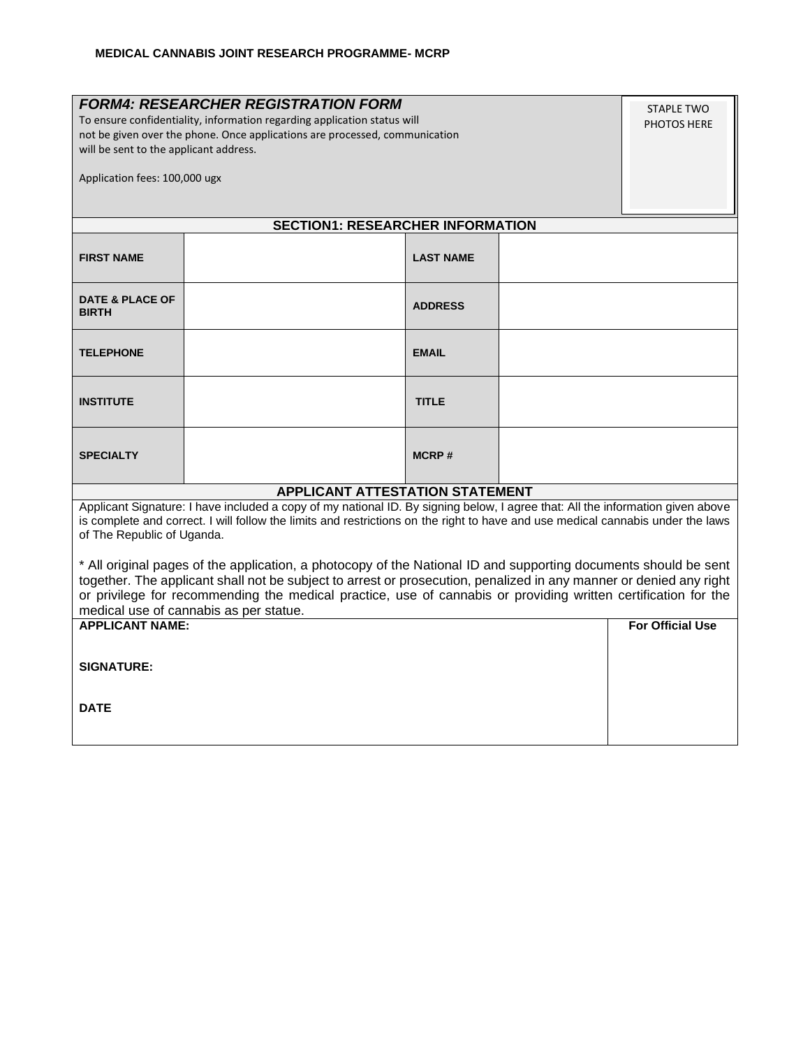**MEDICAL CANNABIS JOINT RESEARCH PROGRAMME- MCRP**

### *FORM4: RESEARCHER REGISTRATION FORM*

To ensure confidentiality, information regarding application status will not be given over the phone. Once applications are processed, communication will be sent to the applicant address.

Application fees: 100,000 ugx

STAPLE TWO PHOTOS HERE

## SECTION1: RESEARCHER INFORMATION

| | | | |
|---|---|---|---|
| **FIRST NAME** | | **LAST NAME** | |
| **DATE & PLACE OF BIRTH** | | **ADDRESS** | |
| **TELEPHONE** | | **EMAIL** | |
| **INSTITUTE** | | **TITLE** | |
| **SPECIALTY** | | **MCRP #** | |

## APPLICANT ATTESTATION STATEMENT

Applicant Signature: I have included a copy of my national ID. By signing below, I agree that: All the information given above is complete and correct. I will follow the limits and restrictions on the right to have and use medical cannabis under the laws of The Republic of Uganda.

* All original pages of the application, a photocopy of the National ID and supporting documents should be sent together. The applicant shall not be subject to arrest or prosecution, penalized in any manner or denied any right or privilege for recommending the medical practice, use of cannabis or providing written certification for the medical use of cannabis as per statue.

| | |
|---|---|
| **APPLICANT NAME:** | **For Official Use** |
| **SIGNATURE:** | |
| **DATE** | |